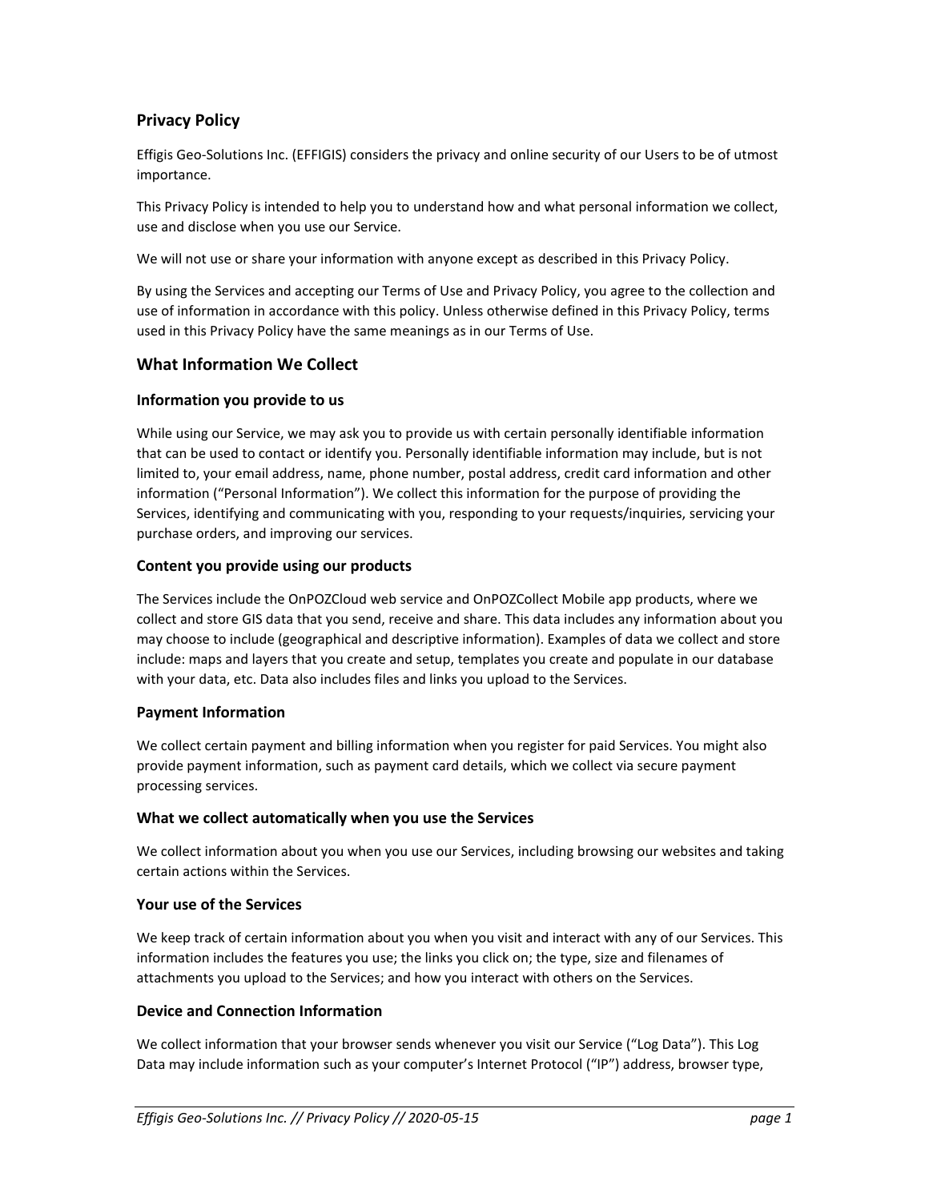# Privacy Policy

Effigis Geo-Solutions Inc. (EFFIGIS) considers the privacy and online security of our Users to be of utmost importance.

This Privacy Policy is intended to help you to understand how and what personal information we collect, use and disclose when you use our Service.

We will not use or share your information with anyone except as described in this Privacy Policy.

By using the Services and accepting our Terms of Use and Privacy Policy, you agree to the collection and use of information in accordance with this policy. Unless otherwise defined in this Privacy Policy, terms used in this Privacy Policy have the same meanings as in our Terms of Use.

## What Information We Collect

### Information you provide to us

While using our Service, we may ask you to provide us with certain personally identifiable information that can be used to contact or identify you. Personally identifiable information may include, but is not limited to, your email address, name, phone number, postal address, credit card information and other information ("Personal Information"). We collect this information for the purpose of providing the Services, identifying and communicating with you, responding to your requests/inquiries, servicing your purchase orders, and improving our services.

### Content you provide using our products

The Services include the OnPOZCloud web service and OnPOZCollect Mobile app products, where we collect and store GIS data that you send, receive and share. This data includes any information about you may choose to include (geographical and descriptive information). Examples of data we collect and store include: maps and layers that you create and setup, templates you create and populate in our database with your data, etc. Data also includes files and links you upload to the Services.

### Payment Information

We collect certain payment and billing information when you register for paid Services. You might also provide payment information, such as payment card details, which we collect via secure payment processing services.

### What we collect automatically when you use the Services

We collect information about you when you use our Services, including browsing our websites and taking certain actions within the Services.

### Your use of the Services

We keep track of certain information about you when you visit and interact with any of our Services. This information includes the features you use; the links you click on; the type, size and filenames of attachments you upload to the Services; and how you interact with others on the Services.

### Device and Connection Information

We collect information that your browser sends whenever you visit our Service ("Log Data"). This Log Data may include information such as your computer's Internet Protocol ("IP") address, browser type,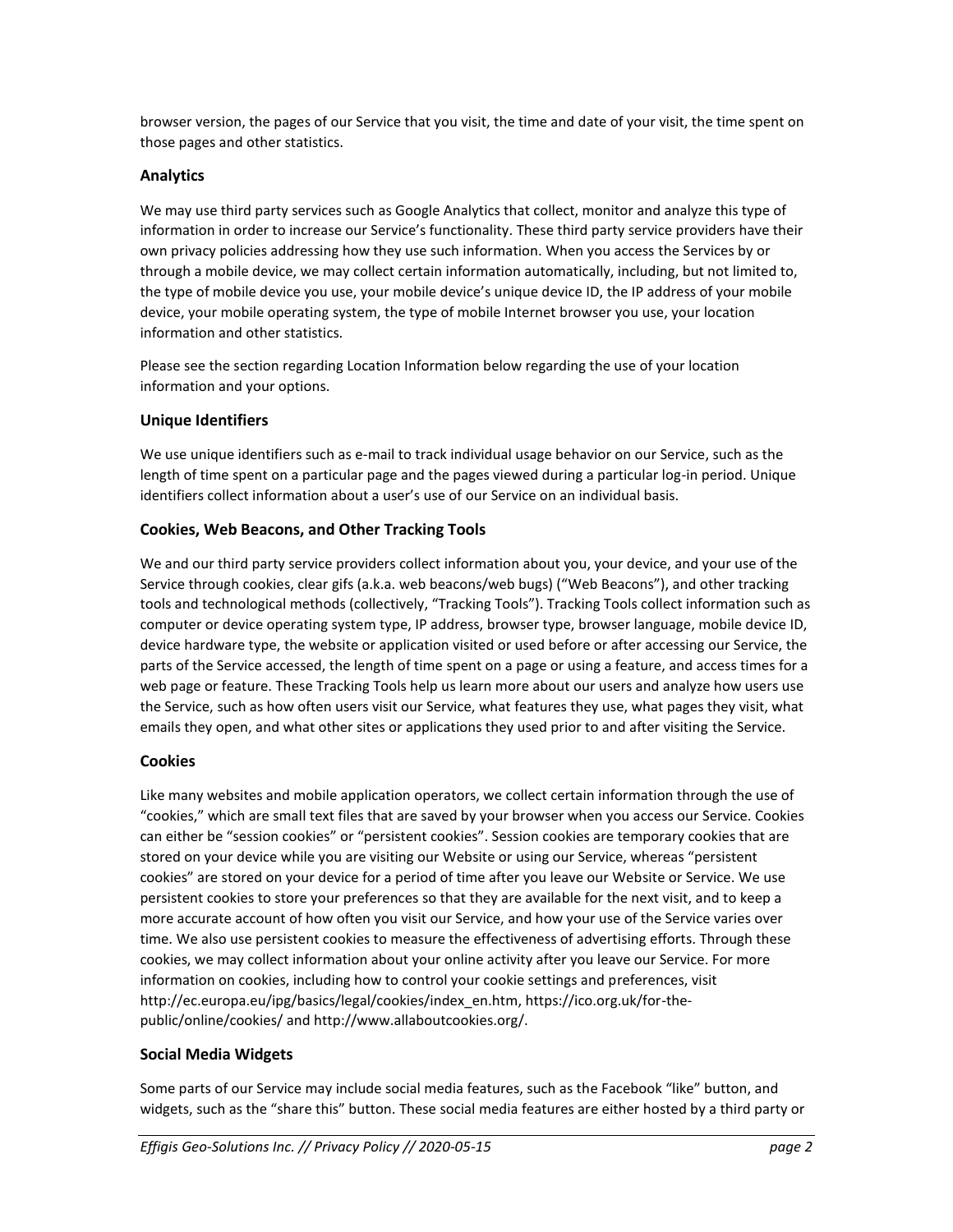browser version, the pages of our Service that you visit, the time and date of your visit, the time spent on those pages and other statistics.

### Analytics

We may use third party services such as Google Analytics that collect, monitor and analyze this type of information in order to increase our Service's functionality. These third party service providers have their own privacy policies addressing how they use such information. When you access the Services by or through a mobile device, we may collect certain information automatically, including, but not limited to, the type of mobile device you use, your mobile device's unique device ID, the IP address of your mobile device, your mobile operating system, the type of mobile Internet browser you use, your location information and other statistics.

Please see the section regarding Location Information below regarding the use of your location information and your options.

### Unique Identifiers

We use unique identifiers such as e-mail to track individual usage behavior on our Service, such as the length of time spent on a particular page and the pages viewed during a particular log-in period. Unique identifiers collect information about a user's use of our Service on an individual basis.

### Cookies, Web Beacons, and Other Tracking Tools

We and our third party service providers collect information about you, your device, and your use of the Service through cookies, clear gifs (a.k.a. web beacons/web bugs) ("Web Beacons"), and other tracking tools and technological methods (collectively, "Tracking Tools"). Tracking Tools collect information such as computer or device operating system type, IP address, browser type, browser language, mobile device ID, device hardware type, the website or application visited or used before or after accessing our Service, the parts of the Service accessed, the length of time spent on a page or using a feature, and access times for a web page or feature. These Tracking Tools help us learn more about our users and analyze how users use the Service, such as how often users visit our Service, what features they use, what pages they visit, what emails they open, and what other sites or applications they used prior to and after visiting the Service.

### Cookies

Like many websites and mobile application operators, we collect certain information through the use of "cookies," which are small text files that are saved by your browser when you access our Service. Cookies can either be "session cookies" or "persistent cookies". Session cookies are temporary cookies that are stored on your device while you are visiting our Website or using our Service, whereas "persistent cookies" are stored on your device for a period of time after you leave our Website or Service. We use persistent cookies to store your preferences so that they are available for the next visit, and to keep a more accurate account of how often you visit our Service, and how your use of the Service varies over time. We also use persistent cookies to measure the effectiveness of advertising efforts. Through these cookies, we may collect information about your online activity after you leave our Service. For more information on cookies, including how to control your cookie settings and preferences, visit http://ec.europa.eu/ipg/basics/legal/cookies/index_en.htm, https://ico.org.uk/for-the-public/online/cookies/ and http://www.allaboutcookies.org/.

### Social Media Widgets

Some parts of our Service may include social media features, such as the Facebook "like" button, and widgets, such as the "share this" button. These social media features are either hosted by a third party or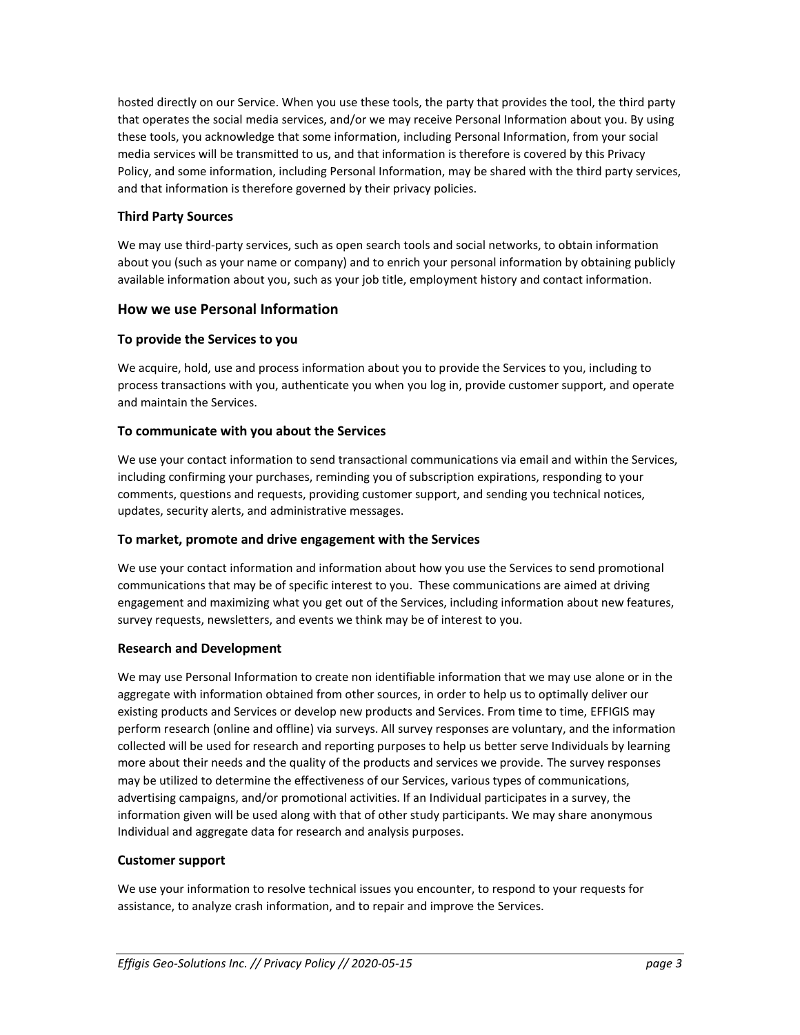hosted directly on our Service. When you use these tools, the party that provides the tool, the third party that operates the social media services, and/or we may receive Personal Information about you. By using these tools, you acknowledge that some information, including Personal Information, from your social media services will be transmitted to us, and that information is therefore is covered by this Privacy Policy, and some information, including Personal Information, may be shared with the third party services, and that information is therefore governed by their privacy policies.

### Third Party Sources

We may use third-party services, such as open search tools and social networks, to obtain information about you (such as your name or company) and to enrich your personal information by obtaining publicly available information about you, such as your job title, employment history and contact information.

## How we use Personal Information

### To provide the Services to you

We acquire, hold, use and process information about you to provide the Services to you, including to process transactions with you, authenticate you when you log in, provide customer support, and operate and maintain the Services.

### To communicate with you about the Services

We use your contact information to send transactional communications via email and within the Services, including confirming your purchases, reminding you of subscription expirations, responding to your comments, questions and requests, providing customer support, and sending you technical notices, updates, security alerts, and administrative messages.

### To market, promote and drive engagement with the Services

We use your contact information and information about how you use the Services to send promotional communications that may be of specific interest to you. These communications are aimed at driving engagement and maximizing what you get out of the Services, including information about new features, survey requests, newsletters, and events we think may be of interest to you.

### Research and Development

We may use Personal Information to create non identifiable information that we may use alone or in the aggregate with information obtained from other sources, in order to help us to optimally deliver our existing products and Services or develop new products and Services. From time to time, EFFIGIS may perform research (online and offline) via surveys. All survey responses are voluntary, and the information collected will be used for research and reporting purposes to help us better serve Individuals by learning more about their needs and the quality of the products and services we provide. The survey responses may be utilized to determine the effectiveness of our Services, various types of communications, advertising campaigns, and/or promotional activities. If an Individual participates in a survey, the information given will be used along with that of other study participants. We may share anonymous Individual and aggregate data for research and analysis purposes.

### Customer support

We use your information to resolve technical issues you encounter, to respond to your requests for assistance, to analyze crash information, and to repair and improve the Services.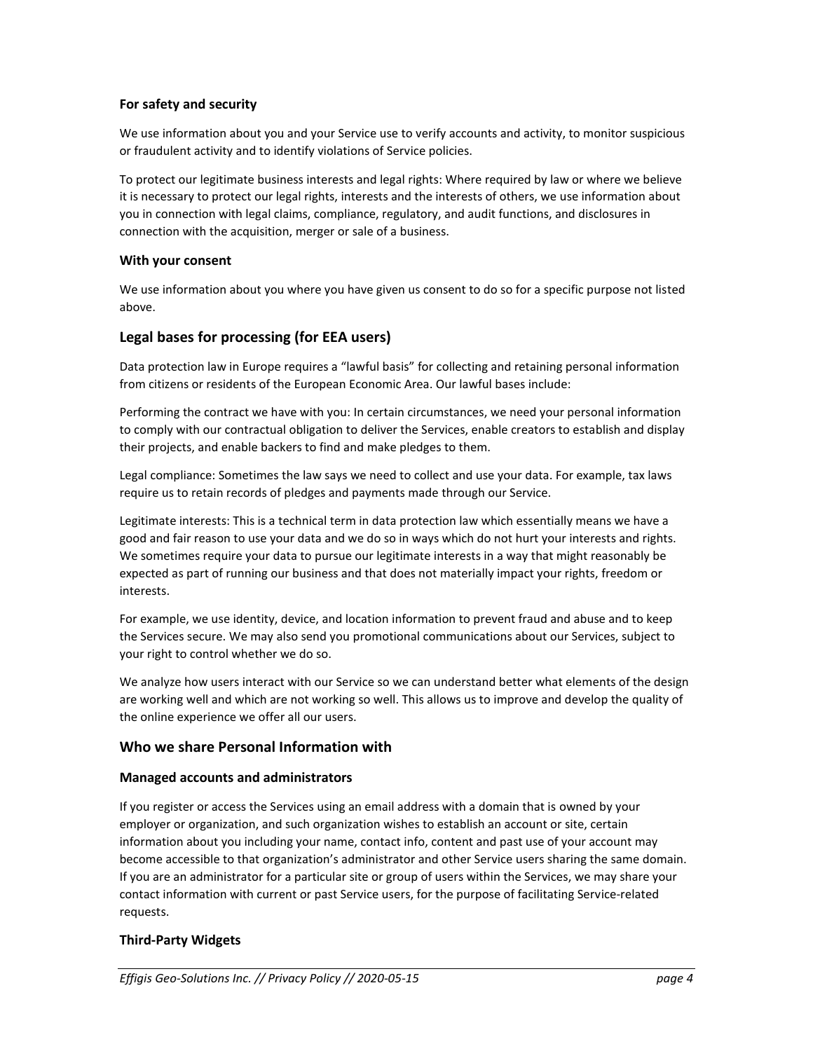### For safety and security

We use information about you and your Service use to verify accounts and activity, to monitor suspicious or fraudulent activity and to identify violations of Service policies.

To protect our legitimate business interests and legal rights: Where required by law or where we believe it is necessary to protect our legal rights, interests and the interests of others, we use information about you in connection with legal claims, compliance, regulatory, and audit functions, and disclosures in connection with the acquisition, merger or sale of a business.

### With your consent

We use information about you where you have given us consent to do so for a specific purpose not listed above.

## Legal bases for processing (for EEA users)

Data protection law in Europe requires a "lawful basis" for collecting and retaining personal information from citizens or residents of the European Economic Area. Our lawful bases include:

Performing the contract we have with you: In certain circumstances, we need your personal information to comply with our contractual obligation to deliver the Services, enable creators to establish and display their projects, and enable backers to find and make pledges to them.

Legal compliance: Sometimes the law says we need to collect and use your data. For example, tax laws require us to retain records of pledges and payments made through our Service.

Legitimate interests: This is a technical term in data protection law which essentially means we have a good and fair reason to use your data and we do so in ways which do not hurt your interests and rights. We sometimes require your data to pursue our legitimate interests in a way that might reasonably be expected as part of running our business and that does not materially impact your rights, freedom or interests.

For example, we use identity, device, and location information to prevent fraud and abuse and to keep the Services secure. We may also send you promotional communications about our Services, subject to your right to control whether we do so.

We analyze how users interact with our Service so we can understand better what elements of the design are working well and which are not working so well. This allows us to improve and develop the quality of the online experience we offer all our users.

## Who we share Personal Information with

### Managed accounts and administrators

If you register or access the Services using an email address with a domain that is owned by your employer or organization, and such organization wishes to establish an account or site, certain information about you including your name, contact info, content and past use of your account may become accessible to that organization's administrator and other Service users sharing the same domain. If you are an administrator for a particular site or group of users within the Services, we may share your contact information with current or past Service users, for the purpose of facilitating Service-related requests.

### Third-Party Widgets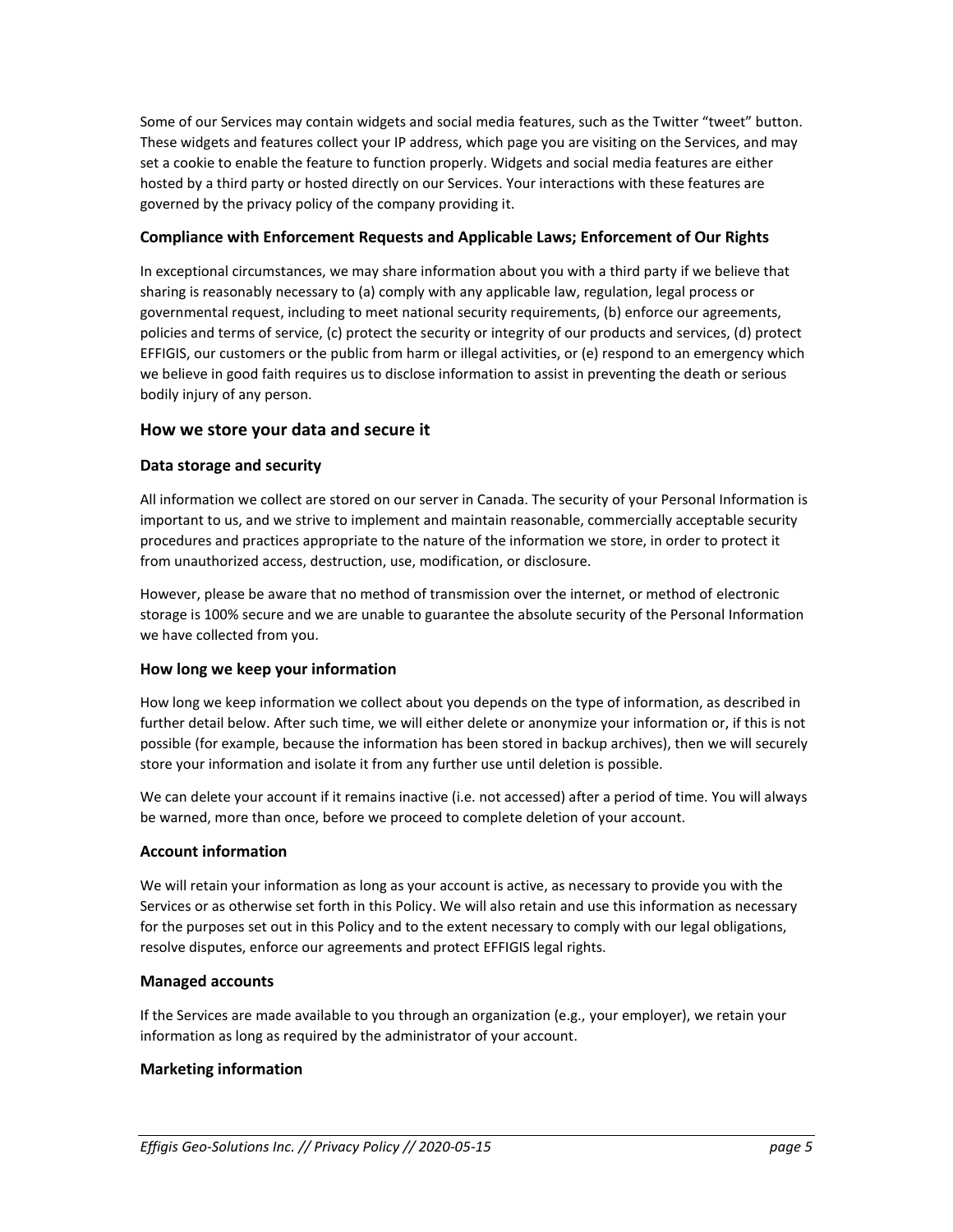Some of our Services may contain widgets and social media features, such as the Twitter "tweet" button. These widgets and features collect your IP address, which page you are visiting on the Services, and may set a cookie to enable the feature to function properly. Widgets and social media features are either hosted by a third party or hosted directly on our Services. Your interactions with these features are governed by the privacy policy of the company providing it.

### Compliance with Enforcement Requests and Applicable Laws; Enforcement of Our Rights

In exceptional circumstances, we may share information about you with a third party if we believe that sharing is reasonably necessary to (a) comply with any applicable law, regulation, legal process or governmental request, including to meet national security requirements, (b) enforce our agreements, policies and terms of service, (c) protect the security or integrity of our products and services, (d) protect EFFIGIS, our customers or the public from harm or illegal activities, or (e) respond to an emergency which we believe in good faith requires us to disclose information to assist in preventing the death or serious bodily injury of any person.

## How we store your data and secure it

### Data storage and security

All information we collect are stored on our server in Canada. The security of your Personal Information is important to us, and we strive to implement and maintain reasonable, commercially acceptable security procedures and practices appropriate to the nature of the information we store, in order to protect it from unauthorized access, destruction, use, modification, or disclosure.

However, please be aware that no method of transmission over the internet, or method of electronic storage is 100% secure and we are unable to guarantee the absolute security of the Personal Information we have collected from you.

### How long we keep your information

How long we keep information we collect about you depends on the type of information, as described in further detail below. After such time, we will either delete or anonymize your information or, if this is not possible (for example, because the information has been stored in backup archives), then we will securely store your information and isolate it from any further use until deletion is possible.

We can delete your account if it remains inactive (i.e. not accessed) after a period of time. You will always be warned, more than once, before we proceed to complete deletion of your account.

### Account information

We will retain your information as long as your account is active, as necessary to provide you with the Services or as otherwise set forth in this Policy. We will also retain and use this information as necessary for the purposes set out in this Policy and to the extent necessary to comply with our legal obligations, resolve disputes, enforce our agreements and protect EFFIGIS legal rights.

### Managed accounts

If the Services are made available to you through an organization (e.g., your employer), we retain your information as long as required by the administrator of your account.

### Marketing information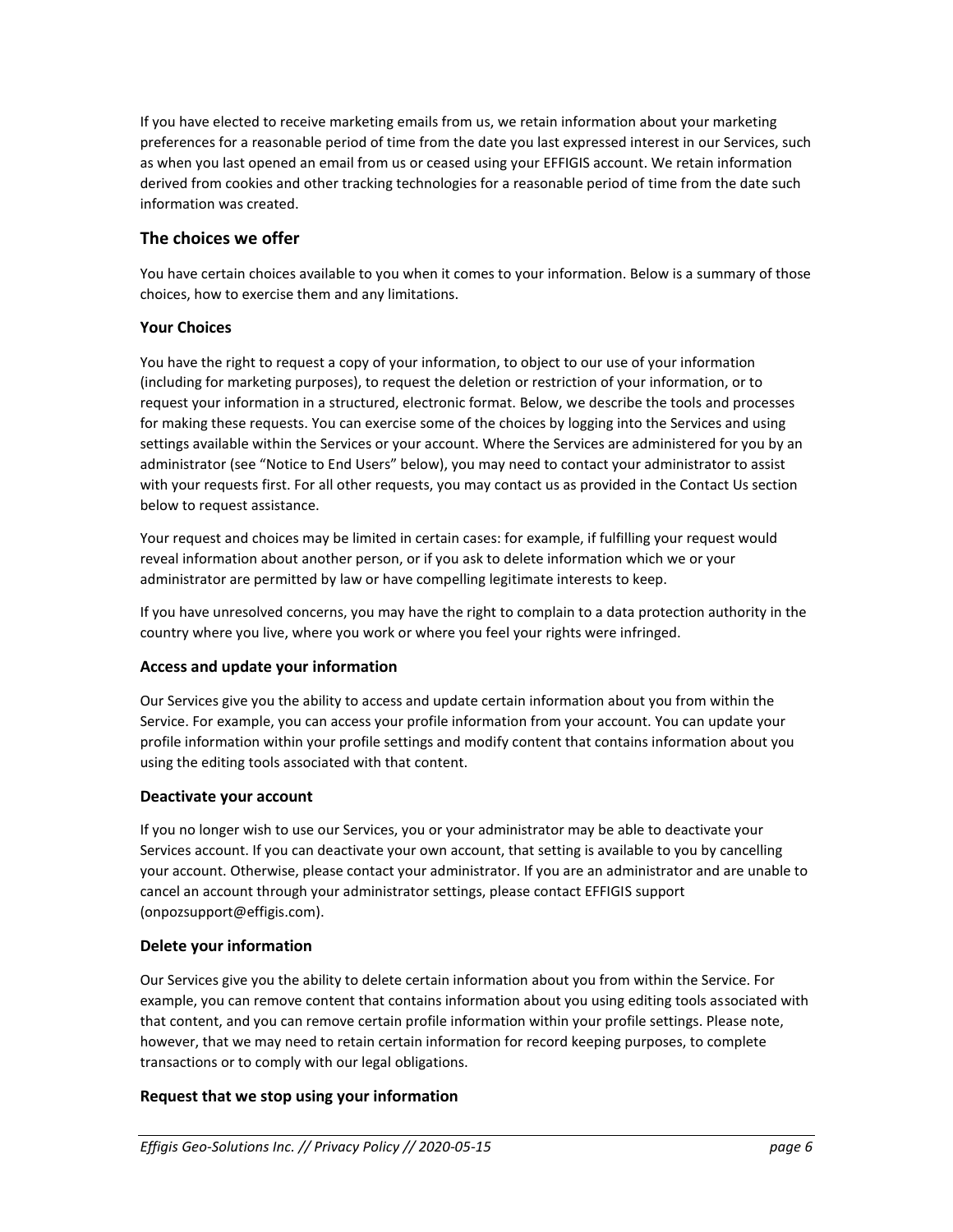If you have elected to receive marketing emails from us, we retain information about your marketing preferences for a reasonable period of time from the date you last expressed interest in our Services, such as when you last opened an email from us or ceased using your EFFIGIS account. We retain information derived from cookies and other tracking technologies for a reasonable period of time from the date such information was created.

## The choices we offer

You have certain choices available to you when it comes to your information. Below is a summary of those choices, how to exercise them and any limitations.

### Your Choices

You have the right to request a copy of your information, to object to our use of your information (including for marketing purposes), to request the deletion or restriction of your information, or to request your information in a structured, electronic format. Below, we describe the tools and processes for making these requests. You can exercise some of the choices by logging into the Services and using settings available within the Services or your account. Where the Services are administered for you by an administrator (see "Notice to End Users" below), you may need to contact your administrator to assist with your requests first. For all other requests, you may contact us as provided in the Contact Us section below to request assistance.

Your request and choices may be limited in certain cases: for example, if fulfilling your request would reveal information about another person, or if you ask to delete information which we or your administrator are permitted by law or have compelling legitimate interests to keep.

If you have unresolved concerns, you may have the right to complain to a data protection authority in the country where you live, where you work or where you feel your rights were infringed.

### Access and update your information

Our Services give you the ability to access and update certain information about you from within the Service. For example, you can access your profile information from your account. You can update your profile information within your profile settings and modify content that contains information about you using the editing tools associated with that content.

### Deactivate your account

If you no longer wish to use our Services, you or your administrator may be able to deactivate your Services account. If you can deactivate your own account, that setting is available to you by cancelling your account. Otherwise, please contact your administrator. If you are an administrator and are unable to cancel an account through your administrator settings, please contact EFFIGIS support (onpozsupport@effigis.com).

### Delete your information

Our Services give you the ability to delete certain information about you from within the Service. For example, you can remove content that contains information about you using editing tools associated with that content, and you can remove certain profile information within your profile settings. Please note, however, that we may need to retain certain information for record keeping purposes, to complete transactions or to comply with our legal obligations.

### Request that we stop using your information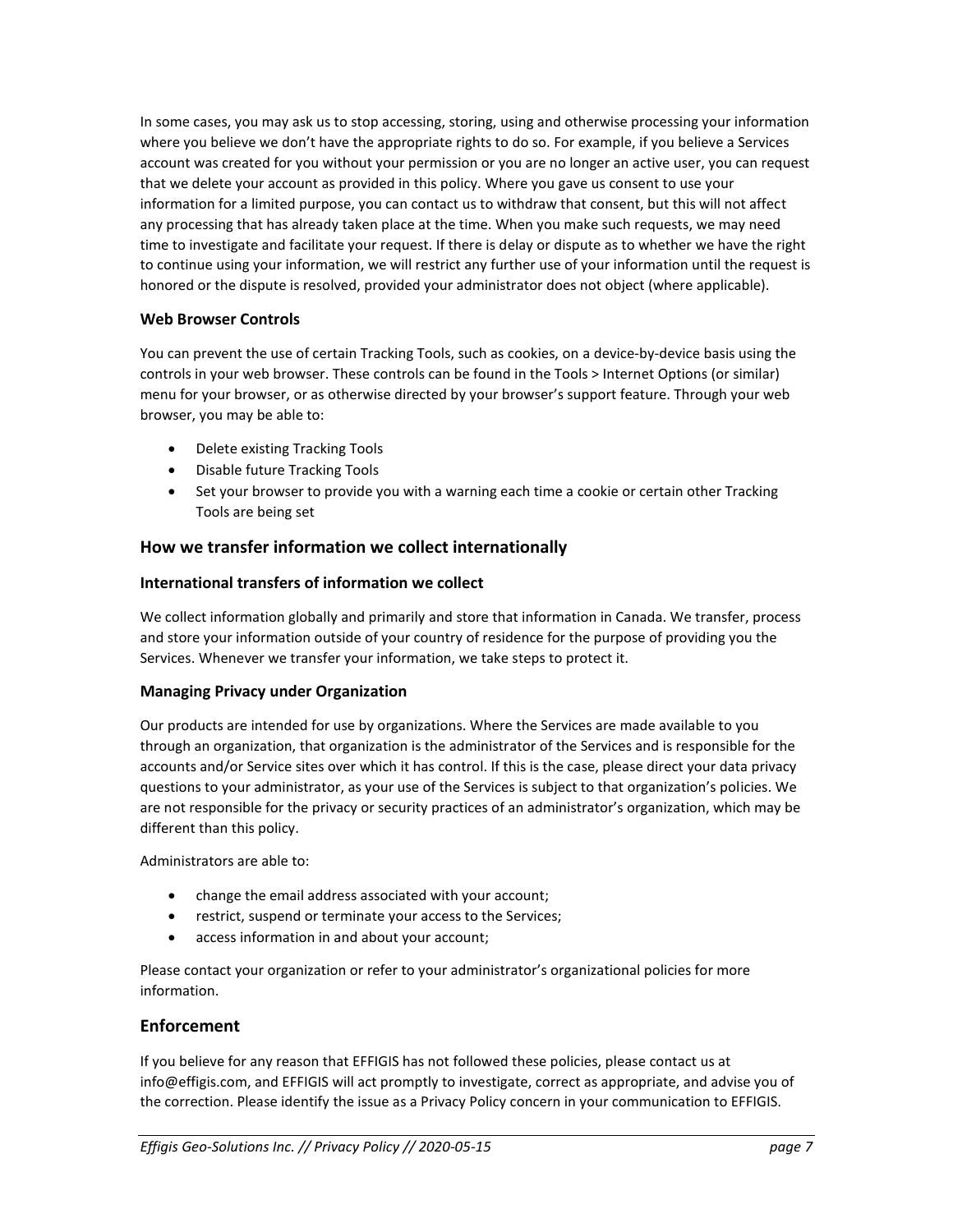In some cases, you may ask us to stop accessing, storing, using and otherwise processing your information where you believe we don't have the appropriate rights to do so. For example, if you believe a Services account was created for you without your permission or you are no longer an active user, you can request that we delete your account as provided in this policy. Where you gave us consent to use your information for a limited purpose, you can contact us to withdraw that consent, but this will not affect any processing that has already taken place at the time. When you make such requests, we may need time to investigate and facilitate your request. If there is delay or dispute as to whether we have the right to continue using your information, we will restrict any further use of your information until the request is honored or the dispute is resolved, provided your administrator does not object (where applicable).

### Web Browser Controls

You can prevent the use of certain Tracking Tools, such as cookies, on a device-by-device basis using the controls in your web browser. These controls can be found in the Tools > Internet Options (or similar) menu for your browser, or as otherwise directed by your browser's support feature. Through your web browser, you may be able to:

- Delete existing Tracking Tools
- Disable future Tracking Tools
- Set your browser to provide you with a warning each time a cookie or certain other Tracking Tools are being set

## How we transfer information we collect internationally

### International transfers of information we collect

We collect information globally and primarily and store that information in Canada. We transfer, process and store your information outside of your country of residence for the purpose of providing you the Services. Whenever we transfer your information, we take steps to protect it.

### Managing Privacy under Organization

Our products are intended for use by organizations. Where the Services are made available to you through an organization, that organization is the administrator of the Services and is responsible for the accounts and/or Service sites over which it has control. If this is the case, please direct your data privacy questions to your administrator, as your use of the Services is subject to that organization's policies. We are not responsible for the privacy or security practices of an administrator's organization, which may be different than this policy.

Administrators are able to:

- change the email address associated with your account;
- restrict, suspend or terminate your access to the Services;
- access information in and about your account;

Please contact your organization or refer to your administrator's organizational policies for more information.

## Enforcement

If you believe for any reason that EFFIGIS has not followed these policies, please contact us at info@effigis.com, and EFFIGIS will act promptly to investigate, correct as appropriate, and advise you of the correction. Please identify the issue as a Privacy Policy concern in your communication to EFFIGIS.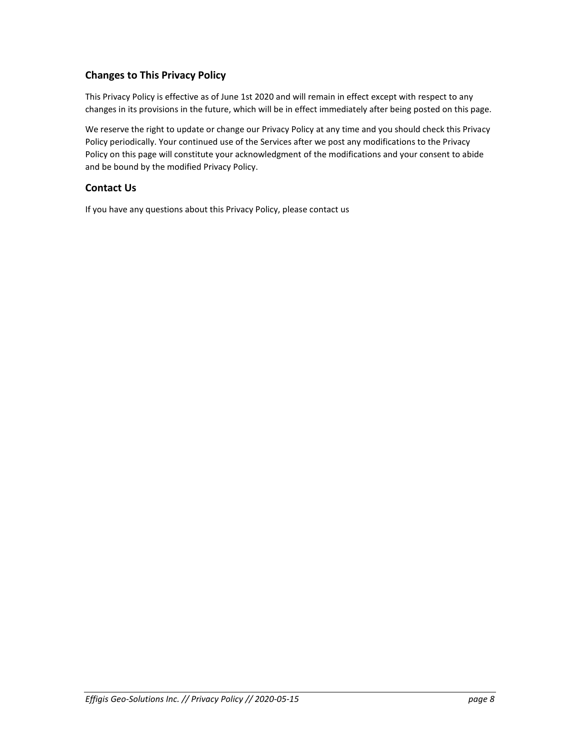## Changes to This Privacy Policy

This Privacy Policy is effective as of June 1st 2020 and will remain in effect except with respect to any changes in its provisions in the future, which will be in effect immediately after being posted on this page.

We reserve the right to update or change our Privacy Policy at any time and you should check this Privacy Policy periodically. Your continued use of the Services after we post any modifications to the Privacy Policy on this page will constitute your acknowledgment of the modifications and your consent to abide and be bound by the modified Privacy Policy.

## Contact Us

If you have any questions about this Privacy Policy, please contact us